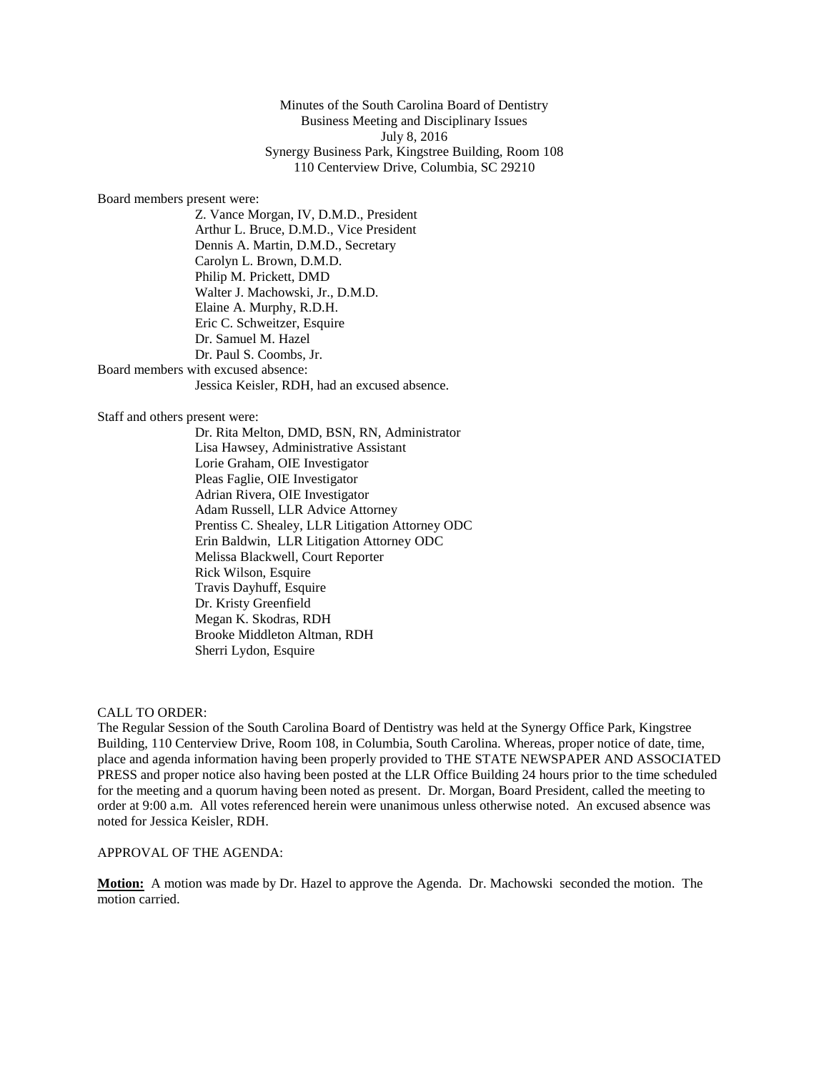Minutes of the South Carolina Board of Dentistry
Business Meeting and Disciplinary Issues
July 8, 2016
Synergy Business Park, Kingstree Building, Room 108
110 Centerview Drive, Columbia, SC 29210

Board members present were:

Z. Vance Morgan, IV, D.M.D., President
Arthur L. Bruce, D.M.D., Vice President
Dennis A. Martin, D.M.D., Secretary
Carolyn L. Brown, D.M.D.
Philip M. Prickett, DMD
Walter J. Machowski, Jr., D.M.D.
Elaine A. Murphy, R.D.H.
Eric C. Schweitzer, Esquire
Dr. Samuel M. Hazel
Dr. Paul S. Coombs, Jr.

Board members with excused absence:

Jessica Keisler, RDH, had an excused absence.

Staff and others present were:

Dr. Rita Melton, DMD, BSN, RN, Administrator
Lisa Hawsey, Administrative Assistant
Lorie Graham, OIE Investigator
Pleas Faglie, OIE Investigator
Adrian Rivera, OIE Investigator
Adam Russell, LLR Advice Attorney
Prentiss C. Shealey, LLR Litigation Attorney ODC
Erin Baldwin, LLR Litigation Attorney ODC
Melissa Blackwell, Court Reporter
Rick Wilson, Esquire
Travis Dayhuff, Esquire
Dr. Kristy Greenfield
Megan K. Skodras, RDH
Brooke Middleton Altman, RDH
Sherri Lydon, Esquire

CALL TO ORDER:

The Regular Session of the South Carolina Board of Dentistry was held at the Synergy Office Park, Kingstree Building, 110 Centerview Drive, Room 108, in Columbia, South Carolina. Whereas, proper notice of date, time, place and agenda information having been properly provided to THE STATE NEWSPAPER AND ASSOCIATED PRESS and proper notice also having been posted at the LLR Office Building 24 hours prior to the time scheduled for the meeting and a quorum having been noted as present. Dr. Morgan, Board President, called the meeting to order at 9:00 a.m. All votes referenced herein were unanimous unless otherwise noted. An excused absence was noted for Jessica Keisler, RDH.

APPROVAL OF THE AGENDA:

**Motion:** A motion was made by Dr. Hazel to approve the Agenda. Dr. Machowski seconded the motion. The motion carried.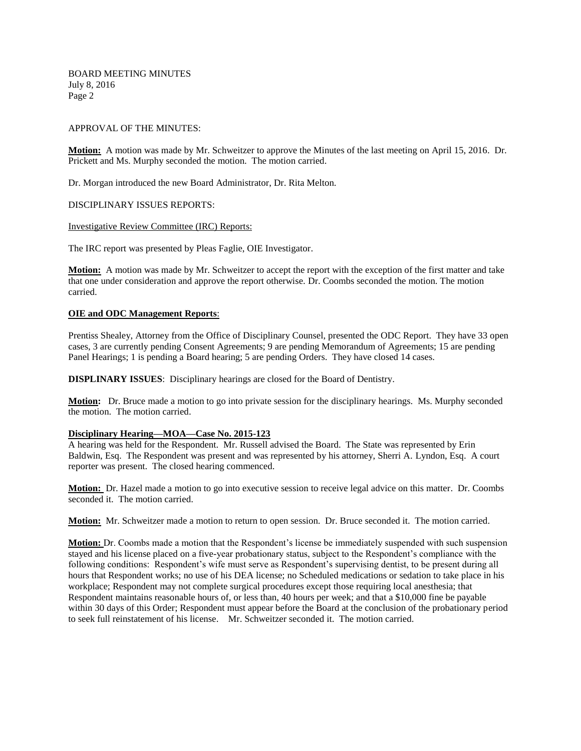APPROVAL OF THE MINUTES:

**Motion:** A motion was made by Mr. Schweitzer to approve the Minutes of the last meeting on April 15, 2016. Dr. Prickett and Ms. Murphy seconded the motion. The motion carried.

Dr. Morgan introduced the new Board Administrator, Dr. Rita Melton.

DISCIPLINARY ISSUES REPORTS:

Investigative Review Committee (IRC) Reports:

The IRC report was presented by Pleas Faglie, OIE Investigator.

**Motion:** A motion was made by Mr. Schweitzer to accept the report with the exception of the first matter and take that one under consideration and approve the report otherwise. Dr. Coombs seconded the motion. The motion carried.

**OIE and ODC Management Reports**:

Prentiss Shealey, Attorney from the Office of Disciplinary Counsel, presented the ODC Report. They have 33 open cases, 3 are currently pending Consent Agreements; 9 are pending Memorandum of Agreements; 15 are pending Panel Hearings; 1 is pending a Board hearing; 5 are pending Orders. They have closed 14 cases.

**DISPLINARY ISSUES**: Disciplinary hearings are closed for the Board of Dentistry.

**Motion:** Dr. Bruce made a motion to go into private session for the disciplinary hearings. Ms. Murphy seconded the motion. The motion carried.

**Disciplinary Hearing—MOA—Case No. 2015-123**

A hearing was held for the Respondent. Mr. Russell advised the Board. The State was represented by Erin Baldwin, Esq. The Respondent was present and was represented by his attorney, Sherri A. Lyndon, Esq. A court reporter was present. The closed hearing commenced.

**Motion:** Dr. Hazel made a motion to go into executive session to receive legal advice on this matter. Dr. Coombs seconded it. The motion carried.

**Motion:** Mr. Schweitzer made a motion to return to open session. Dr. Bruce seconded it. The motion carried.

**Motion:** Dr. Coombs made a motion that the Respondent's license be immediately suspended with such suspension stayed and his license placed on a five-year probationary status, subject to the Respondent's compliance with the following conditions: Respondent's wife must serve as Respondent's supervising dentist, to be present during all hours that Respondent works; no use of his DEA license; no Scheduled medications or sedation to take place in his workplace; Respondent may not complete surgical procedures except those requiring local anesthesia; that Respondent maintains reasonable hours of, or less than, 40 hours per week; and that a $10,000 fine be payable within 30 days of this Order; Respondent must appear before the Board at the conclusion of the probationary period to seek full reinstatement of his license. Mr. Schweitzer seconded it. The motion carried.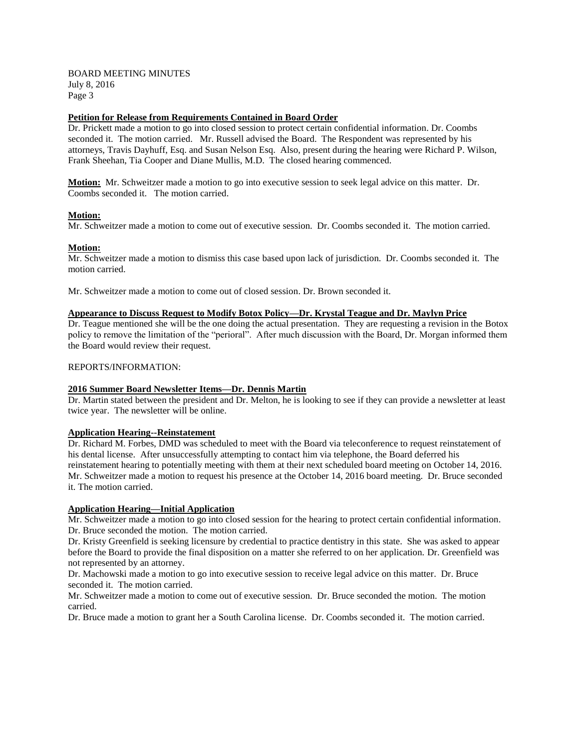**Petition for Release from Requirements Contained in Board Order**

Dr. Prickett made a motion to go into closed session to protect certain confidential information. Dr. Coombs seconded it. The motion carried. Mr. Russell advised the Board. The Respondent was represented by his attorneys, Travis Dayhuff, Esq. and Susan Nelson Esq. Also, present during the hearing were Richard P. Wilson, Frank Sheehan, Tia Cooper and Diane Mullis, M.D. The closed hearing commenced.

**Motion:** Mr. Schweitzer made a motion to go into executive session to seek legal advice on this matter. Dr. Coombs seconded it. The motion carried.

**Motion:**

Mr. Schweitzer made a motion to come out of executive session. Dr. Coombs seconded it. The motion carried.

**Motion:**

Mr. Schweitzer made a motion to dismiss this case based upon lack of jurisdiction. Dr. Coombs seconded it. The motion carried.

Mr. Schweitzer made a motion to come out of closed session. Dr. Brown seconded it.

**Appearance to Discuss Request to Modify Botox Policy—Dr. Krystal Teague and Dr. Maylyn Price**

Dr. Teague mentioned she will be the one doing the actual presentation. They are requesting a revision in the Botox policy to remove the limitation of the "perioral". After much discussion with the Board, Dr. Morgan informed them the Board would review their request.

REPORTS/INFORMATION:

**2016 Summer Board Newsletter Items—Dr. Dennis Martin**

Dr. Martin stated between the president and Dr. Melton, he is looking to see if they can provide a newsletter at least twice year. The newsletter will be online.

**Application Hearing--Reinstatement**

Dr. Richard M. Forbes, DMD was scheduled to meet with the Board via teleconference to request reinstatement of his dental license. After unsuccessfully attempting to contact him via telephone, the Board deferred his reinstatement hearing to potentially meeting with them at their next scheduled board meeting on October 14, 2016. Mr. Schweitzer made a motion to request his presence at the October 14, 2016 board meeting. Dr. Bruce seconded it. The motion carried.

**Application Hearing—Initial Application**

Mr. Schweitzer made a motion to go into closed session for the hearing to protect certain confidential information. Dr. Bruce seconded the motion. The motion carried.

Dr. Kristy Greenfield is seeking licensure by credential to practice dentistry in this state. She was asked to appear before the Board to provide the final disposition on a matter she referred to on her application. Dr. Greenfield was not represented by an attorney.

Dr. Machowski made a motion to go into executive session to receive legal advice on this matter. Dr. Bruce seconded it. The motion carried.

Mr. Schweitzer made a motion to come out of executive session. Dr. Bruce seconded the motion. The motion carried.

Dr. Bruce made a motion to grant her a South Carolina license. Dr. Coombs seconded it. The motion carried.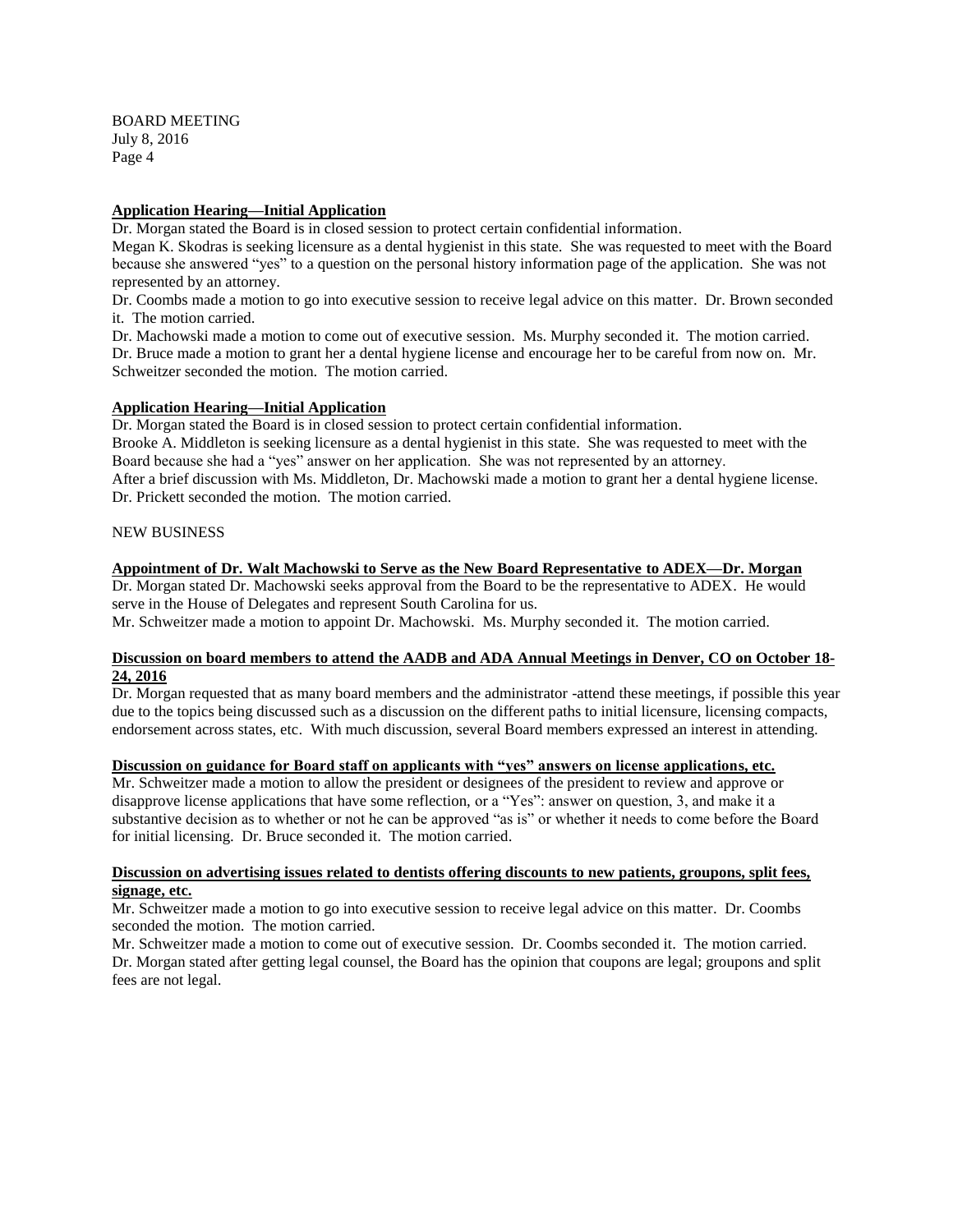**Application Hearing—Initial Application**

Dr. Morgan stated the Board is in closed session to protect certain confidential information.

Megan K. Skodras is seeking licensure as a dental hygienist in this state. She was requested to meet with the Board because she answered "yes" to a question on the personal history information page of the application. She was not represented by an attorney.

Dr. Coombs made a motion to go into executive session to receive legal advice on this matter. Dr. Brown seconded it. The motion carried.

Dr. Machowski made a motion to come out of executive session. Ms. Murphy seconded it. The motion carried.

Dr. Bruce made a motion to grant her a dental hygiene license and encourage her to be careful from now on. Mr. Schweitzer seconded the motion. The motion carried.

**Application Hearing—Initial Application**

Dr. Morgan stated the Board is in closed session to protect certain confidential information.

Brooke A. Middleton is seeking licensure as a dental hygienist in this state. She was requested to meet with the Board because she had a "yes" answer on her application. She was not represented by an attorney.

After a brief discussion with Ms. Middleton, Dr. Machowski made a motion to grant her a dental hygiene license. Dr. Prickett seconded the motion. The motion carried.

NEW BUSINESS

**Appointment of Dr. Walt Machowski to Serve as the New Board Representative to ADEX—Dr. Morgan**

Dr. Morgan stated Dr. Machowski seeks approval from the Board to be the representative to ADEX. He would serve in the House of Delegates and represent South Carolina for us.

Mr. Schweitzer made a motion to appoint Dr. Machowski. Ms. Murphy seconded it. The motion carried.

**Discussion on board members to attend the AADB and ADA Annual Meetings in Denver, CO on October 18-24, 2016**

Dr. Morgan requested that as many board members and the administrator -attend these meetings, if possible this year due to the topics being discussed such as a discussion on the different paths to initial licensure, licensing compacts, endorsement across states, etc. With much discussion, several Board members expressed an interest in attending.

**Discussion on guidance for Board staff on applicants with "yes" answers on license applications, etc.**

Mr. Schweitzer made a motion to allow the president or designees of the president to review and approve or disapprove license applications that have some reflection, or a "Yes": answer on question, 3, and make it a substantive decision as to whether or not he can be approved "as is" or whether it needs to come before the Board for initial licensing. Dr. Bruce seconded it. The motion carried.

**Discussion on advertising issues related to dentists offering discounts to new patients, groupons, split fees, signage, etc.**

Mr. Schweitzer made a motion to go into executive session to receive legal advice on this matter. Dr. Coombs seconded the motion. The motion carried.

Mr. Schweitzer made a motion to come out of executive session. Dr. Coombs seconded it. The motion carried.

Dr. Morgan stated after getting legal counsel, the Board has the opinion that coupons are legal; groupons and split fees are not legal.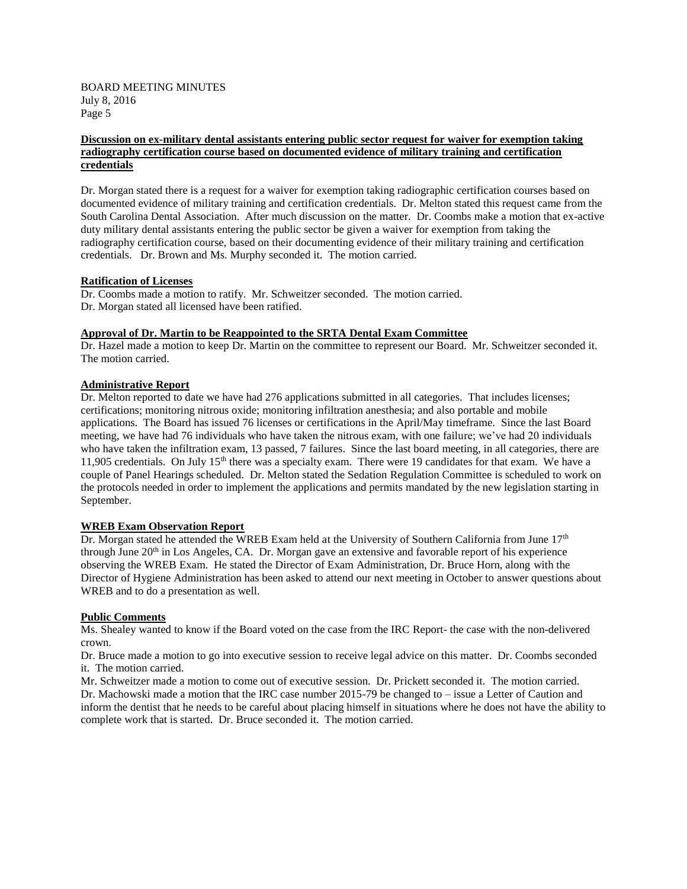**Discussion on ex-military dental assistants entering public sector request for waiver for exemption taking radiography certification course based on documented evidence of military training and certification credentials**

Dr. Morgan stated there is a request for a waiver for exemption taking radiographic certification courses based on documented evidence of military training and certification credentials. Dr. Melton stated this request came from the South Carolina Dental Association. After much discussion on the matter. Dr. Coombs make a motion that ex-active duty military dental assistants entering the public sector be given a waiver for exemption from taking the radiography certification course, based on their documenting evidence of their military training and certification credentials. Dr. Brown and Ms. Murphy seconded it. The motion carried.

**Ratification of Licenses**

Dr. Coombs made a motion to ratify. Mr. Schweitzer seconded. The motion carried.
Dr. Morgan stated all licensed have been ratified.

**Approval of Dr. Martin to be Reappointed to the SRTA Dental Exam Committee**

Dr. Hazel made a motion to keep Dr. Martin on the committee to represent our Board. Mr. Schweitzer seconded it. The motion carried.

**Administrative Report**

Dr. Melton reported to date we have had 276 applications submitted in all categories. That includes licenses; certifications; monitoring nitrous oxide; monitoring infiltration anesthesia; and also portable and mobile applications. The Board has issued 76 licenses or certifications in the April/May timeframe. Since the last Board meeting, we have had 76 individuals who have taken the nitrous exam, with one failure; we've had 20 individuals who have taken the infiltration exam, 13 passed, 7 failures. Since the last board meeting, in all categories, there are 11,905 credentials. On July 15th there was a specialty exam. There were 19 candidates for that exam. We have a couple of Panel Hearings scheduled. Dr. Melton stated the Sedation Regulation Committee is scheduled to work on the protocols needed in order to implement the applications and permits mandated by the new legislation starting in September.

**WREB Exam Observation Report**

Dr. Morgan stated he attended the WREB Exam held at the University of Southern California from June 17th through June 20th in Los Angeles, CA. Dr. Morgan gave an extensive and favorable report of his experience observing the WREB Exam. He stated the Director of Exam Administration, Dr. Bruce Horn, along with the Director of Hygiene Administration has been asked to attend our next meeting in October to answer questions about WREB and to do a presentation as well.

**Public Comments**

Ms. Shealey wanted to know if the Board voted on the case from the IRC Report- the case with the non-delivered crown.

Dr. Bruce made a motion to go into executive session to receive legal advice on this matter. Dr. Coombs seconded it. The motion carried.

Mr. Schweitzer made a motion to come out of executive session. Dr. Prickett seconded it. The motion carried.

Dr. Machowski made a motion that the IRC case number 2015-79 be changed to – issue a Letter of Caution and inform the dentist that he needs to be careful about placing himself in situations where he does not have the ability to complete work that is started. Dr. Bruce seconded it. The motion carried.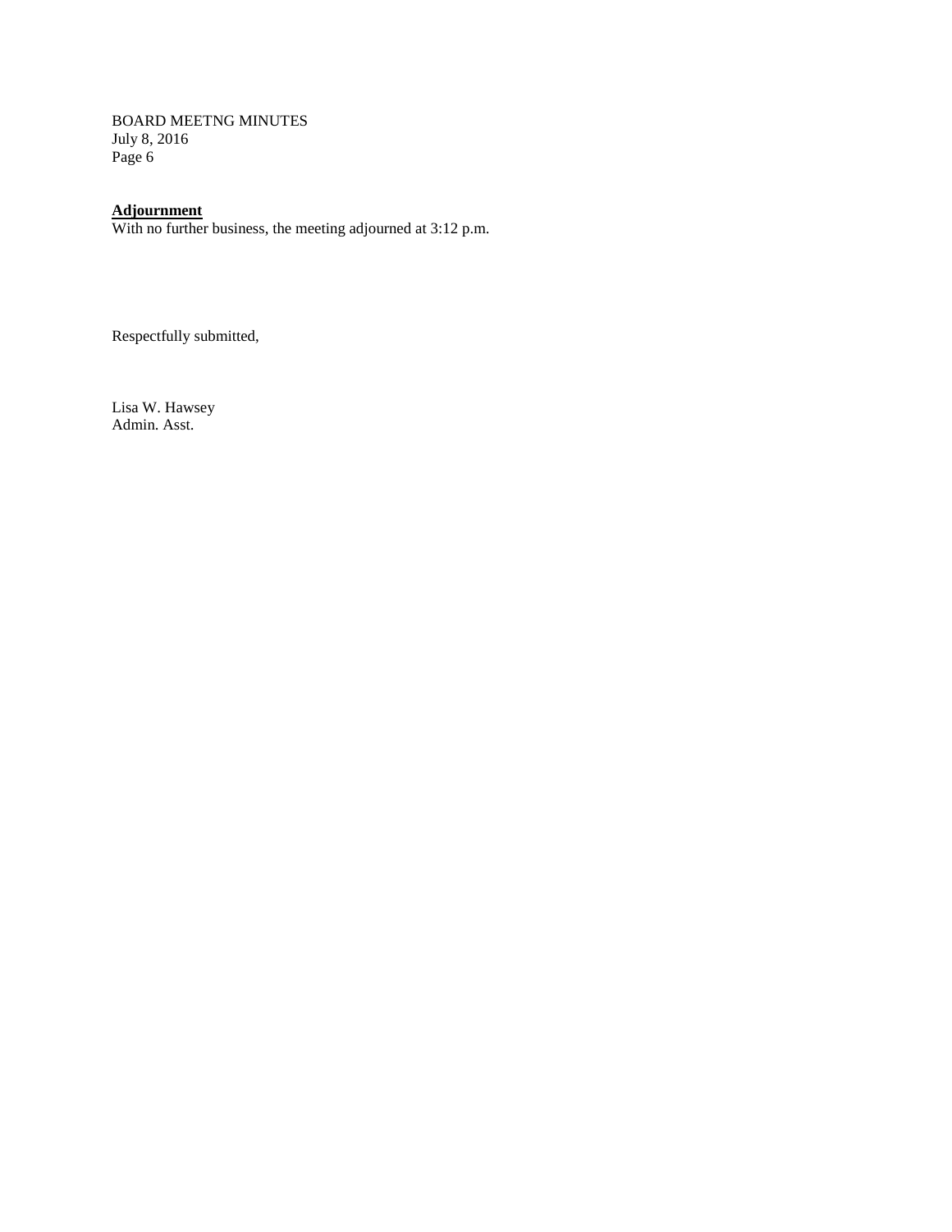**Adjournment**

With no further business, the meeting adjourned at 3:12 p.m.

Respectfully submitted,

Lisa W. Hawsey
Admin. Asst.